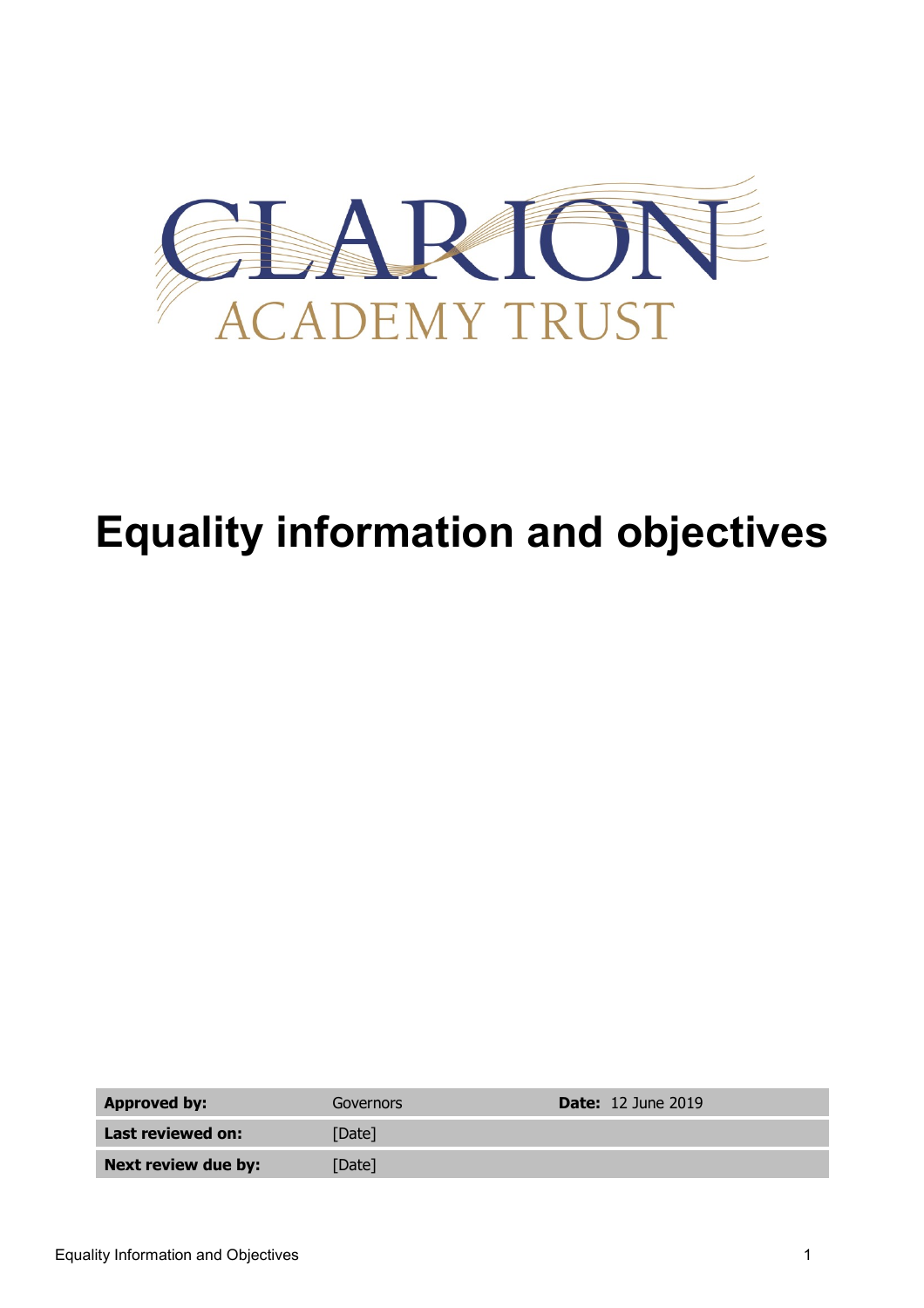CLARION

ACADEMY TRUST

# Equality information and objectives

| **Approved by:** | Governors | **Date:** 12 June 2019 |
|---|---|---|
| **Last reviewed on:** | [Date] | |
| **Next review due by:** | [Date] | |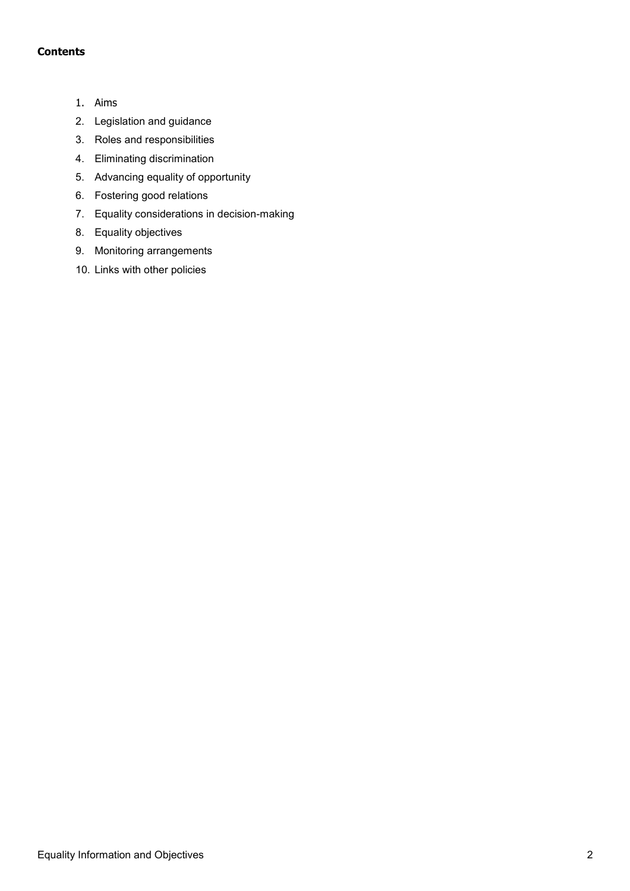**Contents**

1. Aims
2. Legislation and guidance
3. Roles and responsibilities
4. Eliminating discrimination
5. Advancing equality of opportunity
6. Fostering good relations
7. Equality considerations in decision-making
8. Equality objectives
9. Monitoring arrangements
10. Links with other policies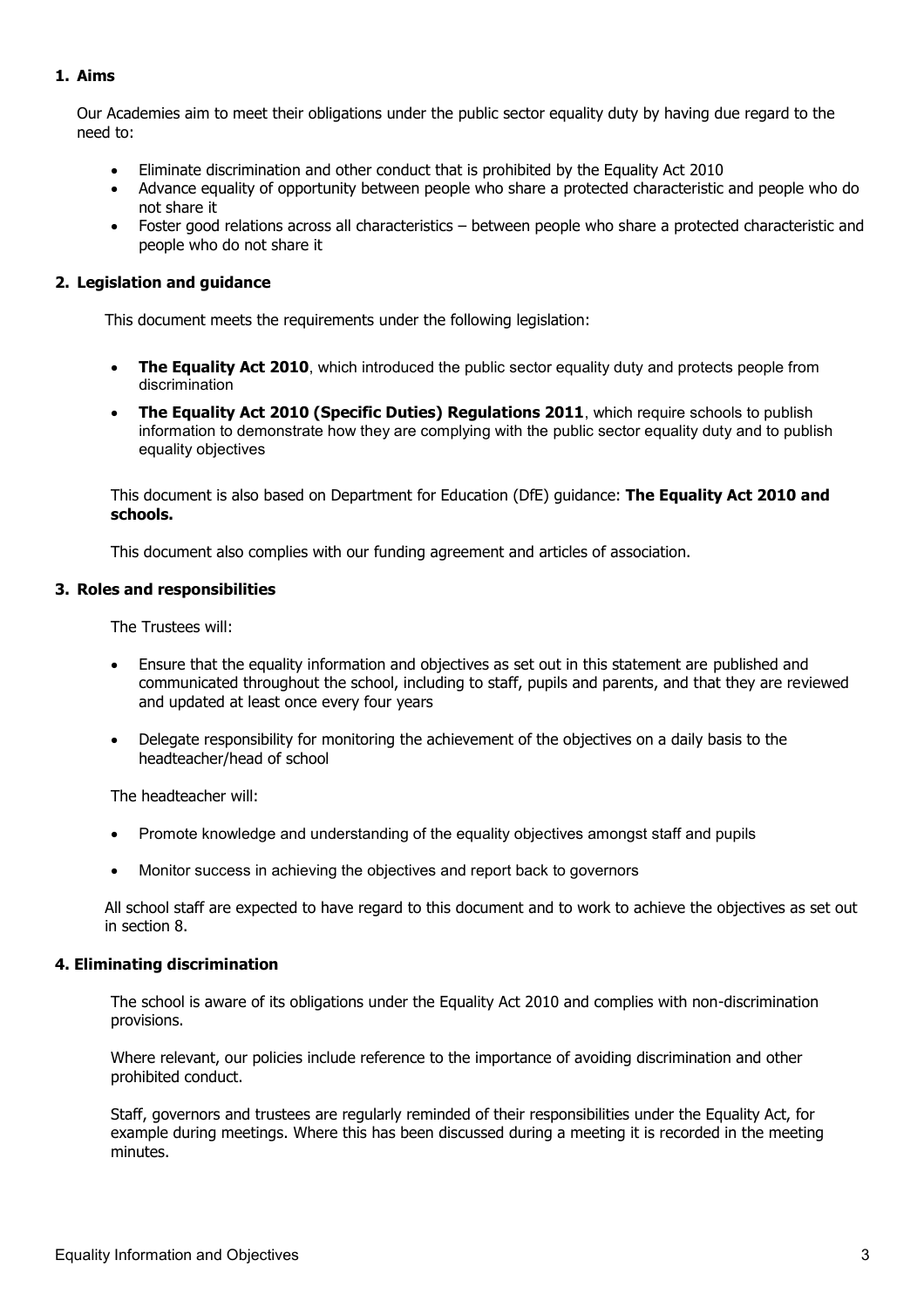## 1. Aims

Our Academies aim to meet their obligations under the public sector equality duty by having due regard to the need to:

- Eliminate discrimination and other conduct that is prohibited by the Equality Act 2010
- Advance equality of opportunity between people who share a protected characteristic and people who do not share it
- Foster good relations across all characteristics – between people who share a protected characteristic and people who do not share it

## 2. Legislation and guidance

This document meets the requirements under the following legislation:

- **The Equality Act 2010**, which introduced the public sector equality duty and protects people from discrimination
- **The Equality Act 2010 (Specific Duties) Regulations 2011**, which require schools to publish information to demonstrate how they are complying with the public sector equality duty and to publish equality objectives

This document is also based on Department for Education (DfE) guidance: **The Equality Act 2010 and schools.**

This document also complies with our funding agreement and articles of association.

## 3. Roles and responsibilities

The Trustees will:

- Ensure that the equality information and objectives as set out in this statement are published and communicated throughout the school, including to staff, pupils and parents, and that they are reviewed and updated at least once every four years
- Delegate responsibility for monitoring the achievement of the objectives on a daily basis to the headteacher/head of school

The headteacher will:

- Promote knowledge and understanding of the equality objectives amongst staff and pupils
- Monitor success in achieving the objectives and report back to governors

All school staff are expected to have regard to this document and to work to achieve the objectives as set out in section 8.

## 4. Eliminating discrimination

The school is aware of its obligations under the Equality Act 2010 and complies with non-discrimination provisions.

Where relevant, our policies include reference to the importance of avoiding discrimination and other prohibited conduct.

Staff, governors and trustees are regularly reminded of their responsibilities under the Equality Act, for example during meetings. Where this has been discussed during a meeting it is recorded in the meeting minutes.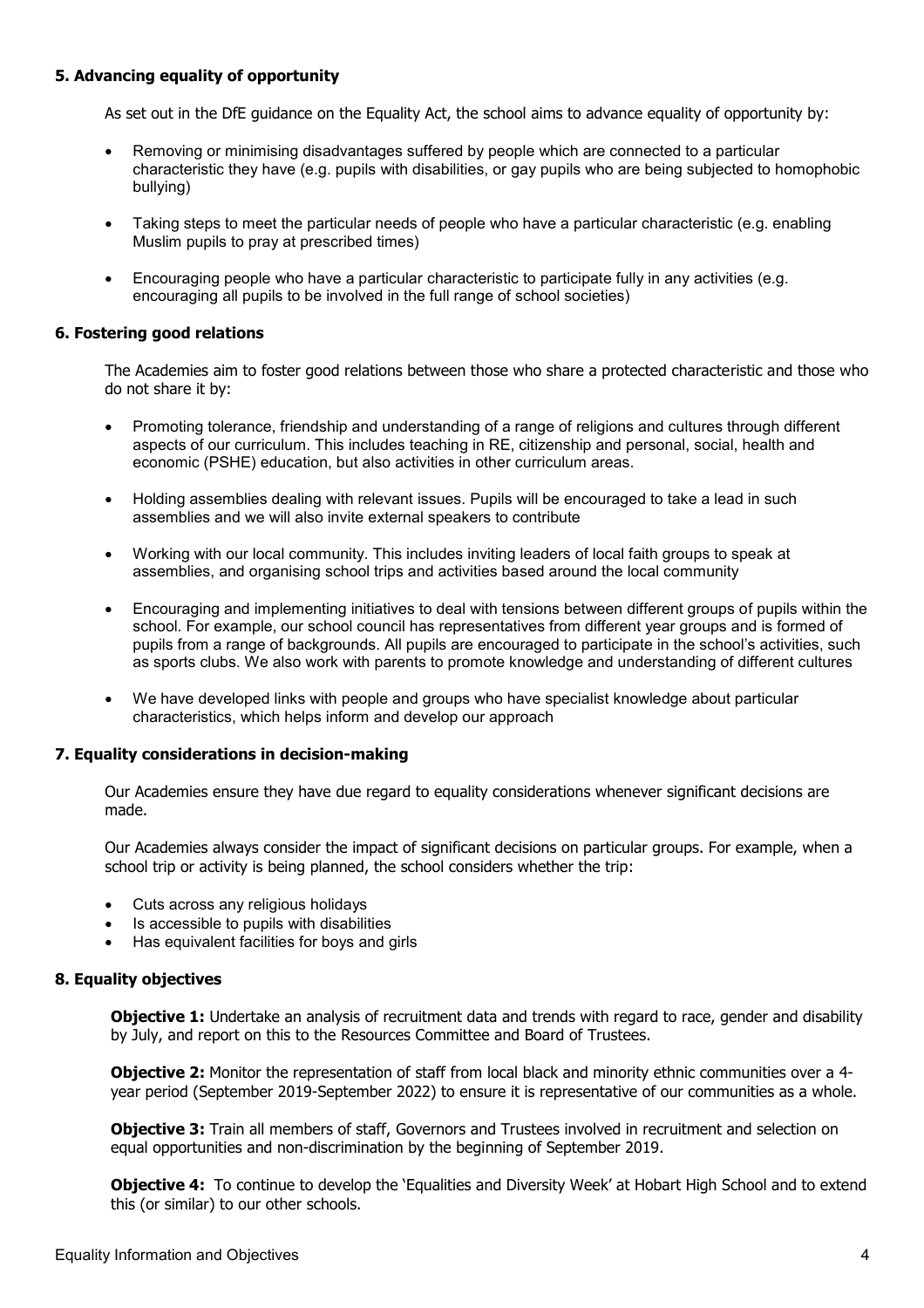## 5. Advancing equality of opportunity

As set out in the DfE guidance on the Equality Act, the school aims to advance equality of opportunity by:

- Removing or minimising disadvantages suffered by people which are connected to a particular characteristic they have (e.g. pupils with disabilities, or gay pupils who are being subjected to homophobic bullying)
- Taking steps to meet the particular needs of people who have a particular characteristic (e.g. enabling Muslim pupils to pray at prescribed times)
- Encouraging people who have a particular characteristic to participate fully in any activities (e.g. encouraging all pupils to be involved in the full range of school societies)

## 6. Fostering good relations

The Academies aim to foster good relations between those who share a protected characteristic and those who do not share it by:

- Promoting tolerance, friendship and understanding of a range of religions and cultures through different aspects of our curriculum. This includes teaching in RE, citizenship and personal, social, health and economic (PSHE) education, but also activities in other curriculum areas.
- Holding assemblies dealing with relevant issues. Pupils will be encouraged to take a lead in such assemblies and we will also invite external speakers to contribute
- Working with our local community. This includes inviting leaders of local faith groups to speak at assemblies, and organising school trips and activities based around the local community
- Encouraging and implementing initiatives to deal with tensions between different groups of pupils within the school. For example, our school council has representatives from different year groups and is formed of pupils from a range of backgrounds. All pupils are encouraged to participate in the school's activities, such as sports clubs. We also work with parents to promote knowledge and understanding of different cultures
- We have developed links with people and groups who have specialist knowledge about particular characteristics, which helps inform and develop our approach

## 7. Equality considerations in decision-making

Our Academies ensure they have due regard to equality considerations whenever significant decisions are made.

Our Academies always consider the impact of significant decisions on particular groups. For example, when a school trip or activity is being planned, the school considers whether the trip:

- Cuts across any religious holidays
- Is accessible to pupils with disabilities
- Has equivalent facilities for boys and girls

## 8. Equality objectives

**Objective 1:** Undertake an analysis of recruitment data and trends with regard to race, gender and disability by July, and report on this to the Resources Committee and Board of Trustees.

**Objective 2:** Monitor the representation of staff from local black and minority ethnic communities over a 4-year period (September 2019-September 2022) to ensure it is representative of our communities as a whole.

**Objective 3:** Train all members of staff, Governors and Trustees involved in recruitment and selection on equal opportunities and non-discrimination by the beginning of September 2019.

**Objective 4:** To continue to develop the 'Equalities and Diversity Week' at Hobart High School and to extend this (or similar) to our other schools.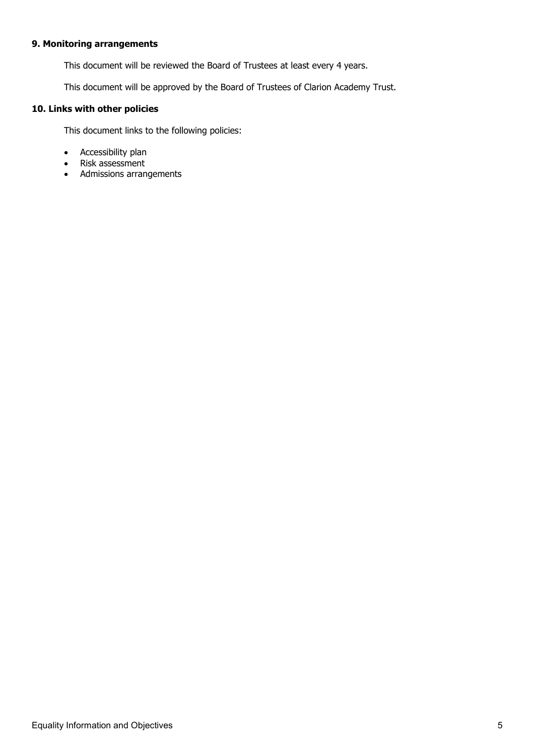### 9. Monitoring arrangements

This document will be reviewed the Board of Trustees at least every 4 years.

This document will be approved by the Board of Trustees of Clarion Academy Trust.

### 10. Links with other policies

This document links to the following policies:

- Accessibility plan
- Risk assessment
- Admissions arrangements